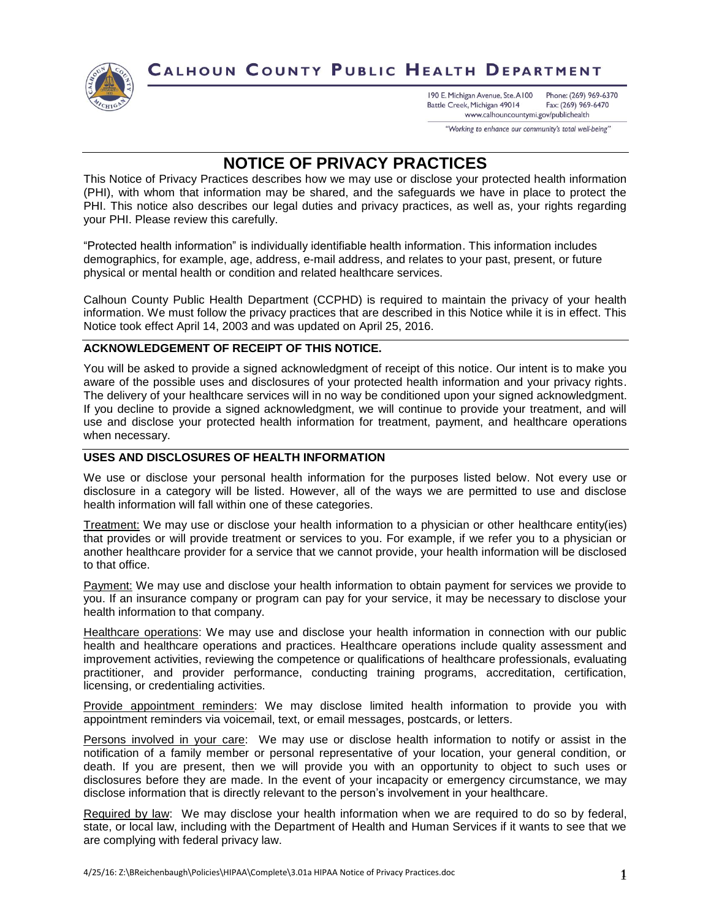# CALHOUN COUNTY PUBLIC HEALTH DEPARTMENT

190 E. Michigan Avenue, Ste. A100
Battle Creek, Michigan 49014
Phone: (269) 969-6370
Fax: (269) 969-6470
www.calhouncountymi.gov/publichealth

*"Working to enhance our community's total well-being"*

## NOTICE OF PRIVACY PRACTICES

This Notice of Privacy Practices describes how we may use or disclose your protected health information (PHI), with whom that information may be shared, and the safeguards we have in place to protect the PHI. This notice also describes our legal duties and privacy practices, as well as, your rights regarding your PHI. Please review this carefully.

"Protected health information" is individually identifiable health information. This information includes demographics, for example, age, address, e-mail address, and relates to your past, present, or future physical or mental health or condition and related healthcare services.

Calhoun County Public Health Department (CCPHD) is required to maintain the privacy of your health information. We must follow the privacy practices that are described in this Notice while it is in effect. This Notice took effect April 14, 2003 and was updated on April 25, 2016.

### ACKNOWLEDGEMENT OF RECEIPT OF THIS NOTICE.

You will be asked to provide a signed acknowledgment of receipt of this notice. Our intent is to make you aware of the possible uses and disclosures of your protected health information and your privacy rights. The delivery of your healthcare services will in no way be conditioned upon your signed acknowledgment. If you decline to provide a signed acknowledgment, we will continue to provide your treatment, and will use and disclose your protected health information for treatment, payment, and healthcare operations when necessary.

### USES AND DISCLOSURES OF HEALTH INFORMATION

We use or disclose your personal health information for the purposes listed below. Not every use or disclosure in a category will be listed. However, all of the ways we are permitted to use and disclose health information will fall within one of these categories.

Treatment: We may use or disclose your health information to a physician or other healthcare entity(ies) that provides or will provide treatment or services to you. For example, if we refer you to a physician or another healthcare provider for a service that we cannot provide, your health information will be disclosed to that office.

Payment: We may use and disclose your health information to obtain payment for services we provide to you. If an insurance company or program can pay for your service, it may be necessary to disclose your health information to that company.

Healthcare operations: We may use and disclose your health information in connection with our public health and healthcare operations and practices. Healthcare operations include quality assessment and improvement activities, reviewing the competence or qualifications of healthcare professionals, evaluating practitioner, and provider performance, conducting training programs, accreditation, certification, licensing, or credentialing activities.

Provide appointment reminders: We may disclose limited health information to provide you with appointment reminders via voicemail, text, or email messages, postcards, or letters.

Persons involved in your care: We may use or disclose health information to notify or assist in the notification of a family member or personal representative of your location, your general condition, or death. If you are present, then we will provide you with an opportunity to object to such uses or disclosures before they are made. In the event of your incapacity or emergency circumstance, we may disclose information that is directly relevant to the person's involvement in your healthcare.

Required by law: We may disclose your health information when we are required to do so by federal, state, or local law, including with the Department of Health and Human Services if it wants to see that we are complying with federal privacy law.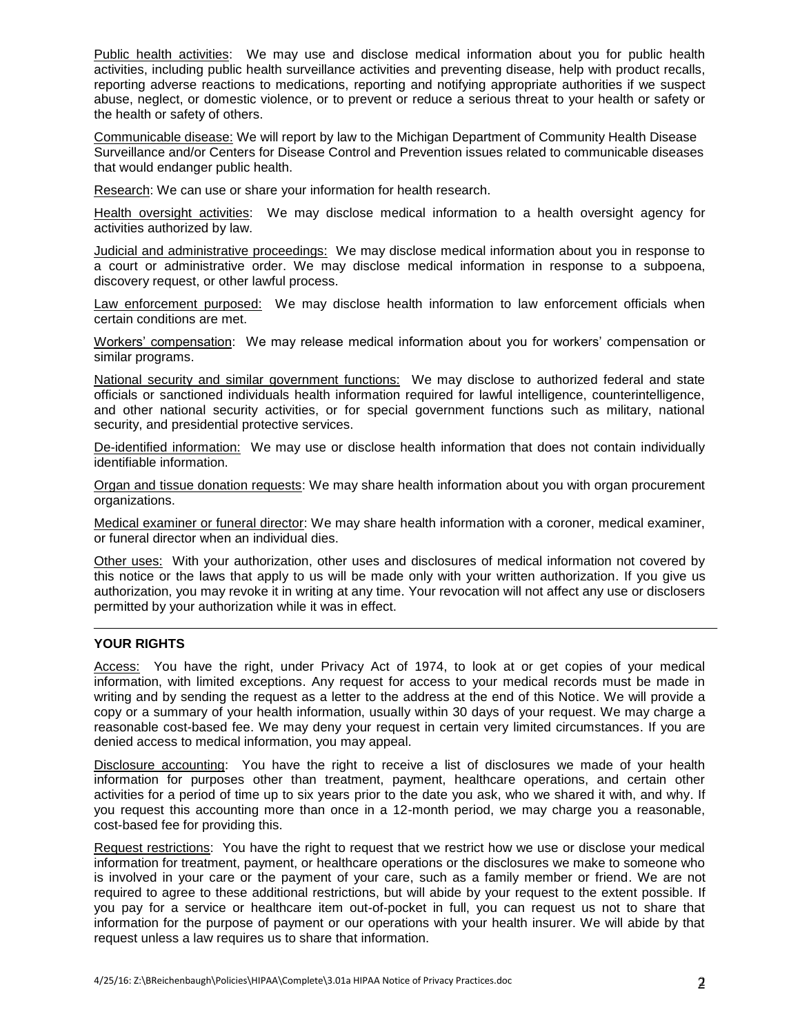Public health activities: We may use and disclose medical information about you for public health activities, including public health surveillance activities and preventing disease, help with product recalls, reporting adverse reactions to medications, reporting and notifying appropriate authorities if we suspect abuse, neglect, or domestic violence, or to prevent or reduce a serious threat to your health or safety or the health or safety of others.

Communicable disease: We will report by law to the Michigan Department of Community Health Disease Surveillance and/or Centers for Disease Control and Prevention issues related to communicable diseases that would endanger public health.

Research: We can use or share your information for health research.

Health oversight activities: We may disclose medical information to a health oversight agency for activities authorized by law.

Judicial and administrative proceedings: We may disclose medical information about you in response to a court or administrative order. We may disclose medical information in response to a subpoena, discovery request, or other lawful process.

Law enforcement purposed: We may disclose health information to law enforcement officials when certain conditions are met.

Workers' compensation: We may release medical information about you for workers' compensation or similar programs.

National security and similar government functions: We may disclose to authorized federal and state officials or sanctioned individuals health information required for lawful intelligence, counterintelligence, and other national security activities, or for special government functions such as military, national security, and presidential protective services.

De-identified information: We may use or disclose health information that does not contain individually identifiable information.

Organ and tissue donation requests: We may share health information about you with organ procurement organizations.

Medical examiner or funeral director: We may share health information with a coroner, medical examiner, or funeral director when an individual dies.

Other uses: With your authorization, other uses and disclosures of medical information not covered by this notice or the laws that apply to us will be made only with your written authorization. If you give us authorization, you may revoke it in writing at any time. Your revocation will not affect any use or disclosers permitted by your authorization while it was in effect.

---

**YOUR RIGHTS**

Access: You have the right, under Privacy Act of 1974, to look at or get copies of your medical information, with limited exceptions. Any request for access to your medical records must be made in writing and by sending the request as a letter to the address at the end of this Notice. We will provide a copy or a summary of your health information, usually within 30 days of your request. We may charge a reasonable cost-based fee. We may deny your request in certain very limited circumstances. If you are denied access to medical information, you may appeal.

Disclosure accounting: You have the right to receive a list of disclosures we made of your health information for purposes other than treatment, payment, healthcare operations, and certain other activities for a period of time up to six years prior to the date you ask, who we shared it with, and why. If you request this accounting more than once in a 12-month period, we may charge you a reasonable, cost-based fee for providing this.

Request restrictions: You have the right to request that we restrict how we use or disclose your medical information for treatment, payment, or healthcare operations or the disclosures we make to someone who is involved in your care or the payment of your care, such as a family member or friend. We are not required to agree to these additional restrictions, but will abide by your request to the extent possible. If you pay for a service or healthcare item out-of-pocket in full, you can request us not to share that information for the purpose of payment or our operations with your health insurer. We will abide by that request unless a law requires us to share that information.

4/25/16: Z:\BReichenbaugh\Policies\HIPAA\Complete\3.01a HIPAA Notice of Privacy Practices.doc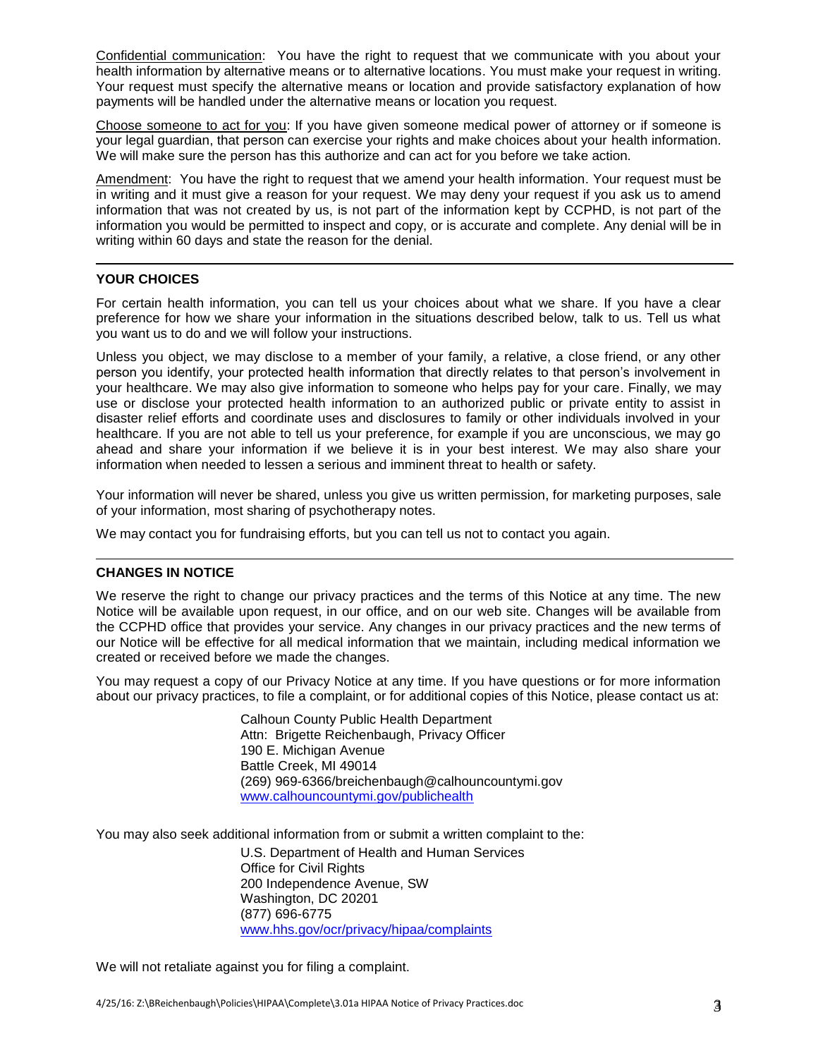Confidential communication: You have the right to request that we communicate with you about your health information by alternative means or to alternative locations. You must make your request in writing. Your request must specify the alternative means or location and provide satisfactory explanation of how payments will be handled under the alternative means or location you request.

Choose someone to act for you: If you have given someone medical power of attorney or if someone is your legal guardian, that person can exercise your rights and make choices about your health information. We will make sure the person has this authorize and can act for you before we take action.

Amendment: You have the right to request that we amend your health information. Your request must be in writing and it must give a reason for your request. We may deny your request if you ask us to amend information that was not created by us, is not part of the information kept by CCPHD, is not part of the information you would be permitted to inspect and copy, or is accurate and complete. Any denial will be in writing within 60 days and state the reason for the denial.

---

## YOUR CHOICES

For certain health information, you can tell us your choices about what we share. If you have a clear preference for how we share your information in the situations described below, talk to us. Tell us what you want us to do and we will follow your instructions.

Unless you object, we may disclose to a member of your family, a relative, a close friend, or any other person you identify, your protected health information that directly relates to that person's involvement in your healthcare. We may also give information to someone who helps pay for your care. Finally, we may use or disclose your protected health information to an authorized public or private entity to assist in disaster relief efforts and coordinate uses and disclosures to family or other individuals involved in your healthcare. If you are not able to tell us your preference, for example if you are unconscious, we may go ahead and share your information if we believe it is in your best interest. We may also share your information when needed to lessen a serious and imminent threat to health or safety.

Your information will never be shared, unless you give us written permission, for marketing purposes, sale of your information, most sharing of psychotherapy notes.

We may contact you for fundraising efforts, but you can tell us not to contact you again.

---

## CHANGES IN NOTICE

We reserve the right to change our privacy practices and the terms of this Notice at any time. The new Notice will be available upon request, in our office, and on our web site. Changes will be available from the CCPHD office that provides your service. Any changes in our privacy practices and the new terms of our Notice will be effective for all medical information that we maintain, including medical information we created or received before we made the changes.

You may request a copy of our Privacy Notice at any time. If you have questions or for more information about our privacy practices, to file a complaint, or for additional copies of this Notice, please contact us at:

Calhoun County Public Health Department  
Attn: Brigette Reichenbaugh, Privacy Officer  
190 E. Michigan Avenue  
Battle Creek, MI 49014  
(269) 969-6366/breichenbaugh@calhouncountymi.gov  
www.calhouncountymi.gov/publichealth

You may also seek additional information from or submit a written complaint to the:

U.S. Department of Health and Human Services  
Office for Civil Rights  
200 Independence Avenue, SW  
Washington, DC 20201  
(877) 696-6775  
www.hhs.gov/ocr/privacy/hipaa/complaints

We will not retaliate against you for filing a complaint.

4/25/16: Z:\BReichenbaugh\Policies\HIPAA\Complete\3.01a HIPAA Notice of Privacy Practices.doc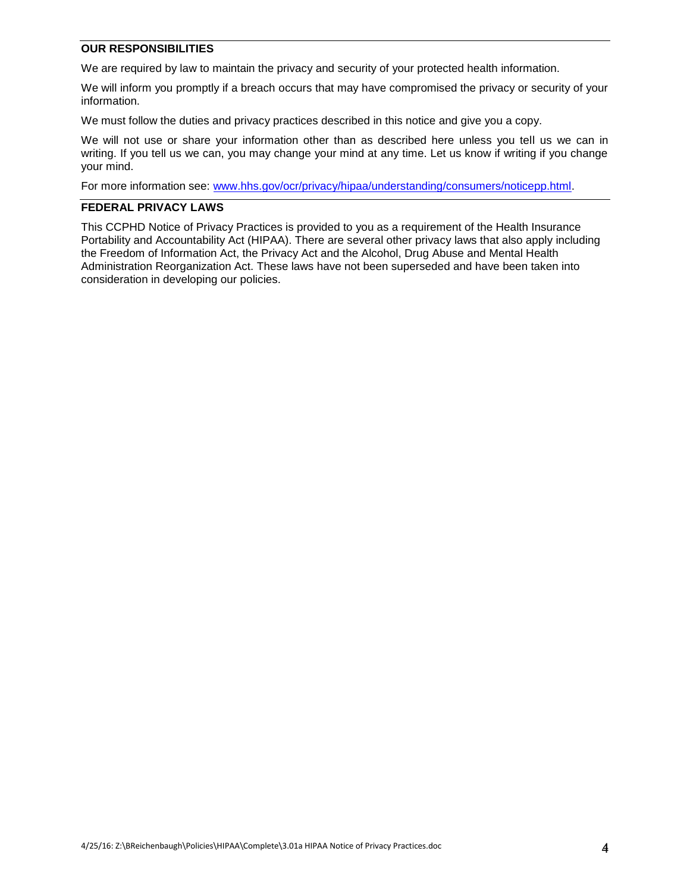**OUR RESPONSIBILITIES**

We are required by law to maintain the privacy and security of your protected health information.

We will inform you promptly if a breach occurs that may have compromised the privacy or security of your information.

We must follow the duties and privacy practices described in this notice and give you a copy.

We will not use or share your information other than as described here unless you tell us we can in writing. If you tell us we can, you may change your mind at any time. Let us know if writing if you change your mind.

For more information see: www.hhs.gov/ocr/privacy/hipaa/understanding/consumers/noticepp.html.

**FEDERAL PRIVACY LAWS**

This CCPHD Notice of Privacy Practices is provided to you as a requirement of the Health Insurance Portability and Accountability Act (HIPAA). There are several other privacy laws that also apply including the Freedom of Information Act, the Privacy Act and the Alcohol, Drug Abuse and Mental Health Administration Reorganization Act. These laws have not been superseded and have been taken into consideration in developing our policies.